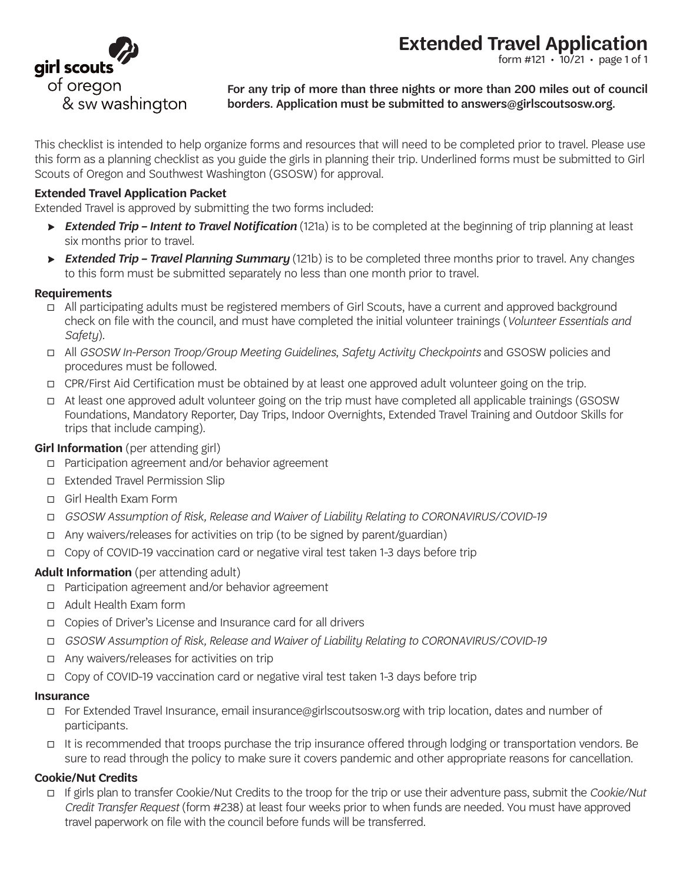girl scouts of oregon & sw washington

# Extended Travel Application

form #121 • 10/21 • page 1 of 1

**For any trip of more than three nights or more than 200 miles out of council borders. Application must be submitted to answers@girlscoutsosw.org.**

This checklist is intended to help organize forms and resources that will need to be completed prior to travel. Please use this form as a planning checklist as you guide the girls in planning their trip. Underlined forms must be submitted to Girl Scouts of Oregon and Southwest Washington (GSOSW) for approval.

### Extended Travel Application Packet

Extended Travel is approved by submitting the two forms included:

- ***Extended Trip – Intent to Travel Notification*** (121a) is to be completed at the beginning of trip planning at least six months prior to travel.
- ***Extended Trip – Travel Planning Summary*** (121b) is to be completed three months prior to travel. Any changes to this form must be submitted separately no less than one month prior to travel.

### Requirements

- ☐ All participating adults must be registered members of Girl Scouts, have a current and approved background check on file with the council, and must have completed the initial volunteer trainings (*Volunteer Essentials and Safety*).
- ☐ All *GSOSW In-Person Troop/Group Meeting Guidelines*, *Safety Activity Checkpoints* and GSOSW policies and procedures must be followed.
- ☐ CPR/First Aid Certification must be obtained by at least one approved adult volunteer going on the trip.
- ☐ At least one approved adult volunteer going on the trip must have completed all applicable trainings (GSOSW Foundations, Mandatory Reporter, Day Trips, Indoor Overnights, Extended Travel Training and Outdoor Skills for trips that include camping).

### Girl Information (per attending girl)

- ☐ Participation agreement and/or behavior agreement
- ☐ Extended Travel Permission Slip
- ☐ Girl Health Exam Form
- ☐ *GSOSW Assumption of Risk, Release and Waiver of Liability Relating to CORONAVIRUS/COVID-19*
- ☐ Any waivers/releases for activities on trip (to be signed by parent/guardian)
- ☐ Copy of COVID-19 vaccination card or negative viral test taken 1-3 days before trip

### Adult Information (per attending adult)

- ☐ Participation agreement and/or behavior agreement
- ☐ Adult Health Exam form
- ☐ Copies of Driver's License and Insurance card for all drivers
- ☐ *GSOSW Assumption of Risk, Release and Waiver of Liability Relating to CORONAVIRUS/COVID-19*
- ☐ Any waivers/releases for activities on trip
- ☐ Copy of COVID-19 vaccination card or negative viral test taken 1-3 days before trip

### Insurance

- ☐ For Extended Travel Insurance, email insurance@girlscoutsosw.org with trip location, dates and number of participants.
- ☐ It is recommended that troops purchase the trip insurance offered through lodging or transportation vendors. Be sure to read through the policy to make sure it covers pandemic and other appropriate reasons for cancellation.

### Cookie/Nut Credits

- ☐ If girls plan to transfer Cookie/Nut Credits to the troop for the trip or use their adventure pass, submit the *Cookie/Nut Credit Transfer Request* (form #238) at least four weeks prior to when funds are needed. You must have approved travel paperwork on file with the council before funds will be transferred.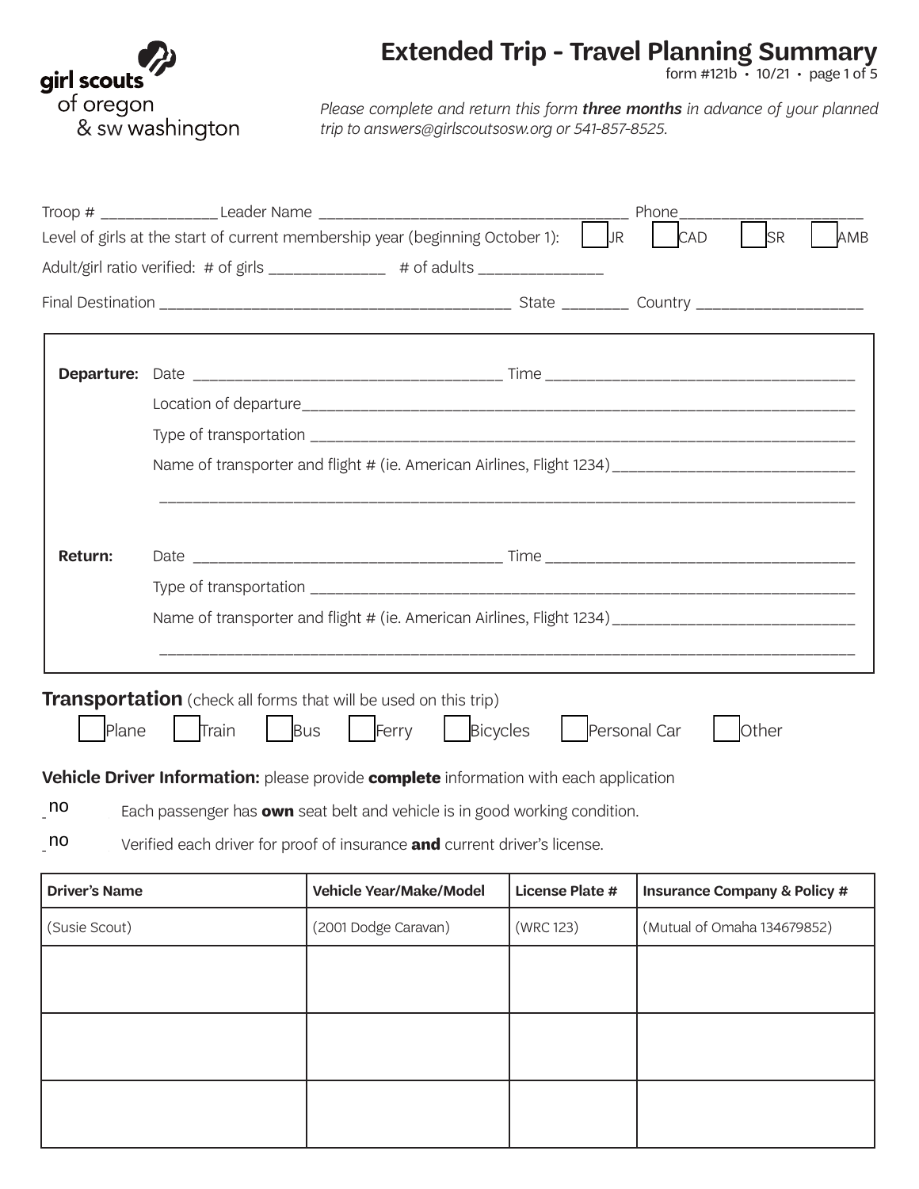# Extended Trip - Travel Planning Summary

form #121b • 10/21

*Please complete and return this form **three months** in advance of your planned trip to answers@girlscoutsosw.org or 541-857-8525.*

Troop # ______________ Leader Name ______________________________________ Phone_______________________

Level of girls at the start of current membership year (beginning October 1): ☐ JR ☐ CAD ☐ SR ☐ AMB

Adult/girl ratio verified: # of girls ______________ # of adults _______________

Final Destination _____________________________________________ State ________ Country ____________________

**Departure:** Date ________________________________________ Time ________________________________________

Location of departure__________________________________________________________________________

Type of transportation ________________________________________________________________________

Name of transporter and flight # (ie. American Airlines, Flight 1234)_______________________________

_____________________________________________________________________________________________

**Return:** Date ________________________________________ Time ________________________________________

Type of transportation ________________________________________________________________________

Name of transporter and flight # (ie. American Airlines, Flight 1234)_______________________________

_____________________________________________________________________________________________

## Transportation (check all forms that will be used on this trip)

☐ Plane ☐ Train ☐ Bus ☐ Ferry ☐ Bicycles ☐ Personal Car ☐ Other

**Vehicle Driver Information:** please provide **complete** information with each application

_no Each passenger has **own** seat belt and vehicle is in good working condition.

_no Verified each driver for proof of insurance **and** current driver's license.

| Driver's Name | Vehicle Year/Make/Model | License Plate # | Insurance Company & Policy # |
|---|---|---|---|
| (Susie Scout) | (2001 Dodge Caravan) | (WRC 123) | (Mutual of Omaha 134679852) |
| | | | |
| | | | |
| | | | |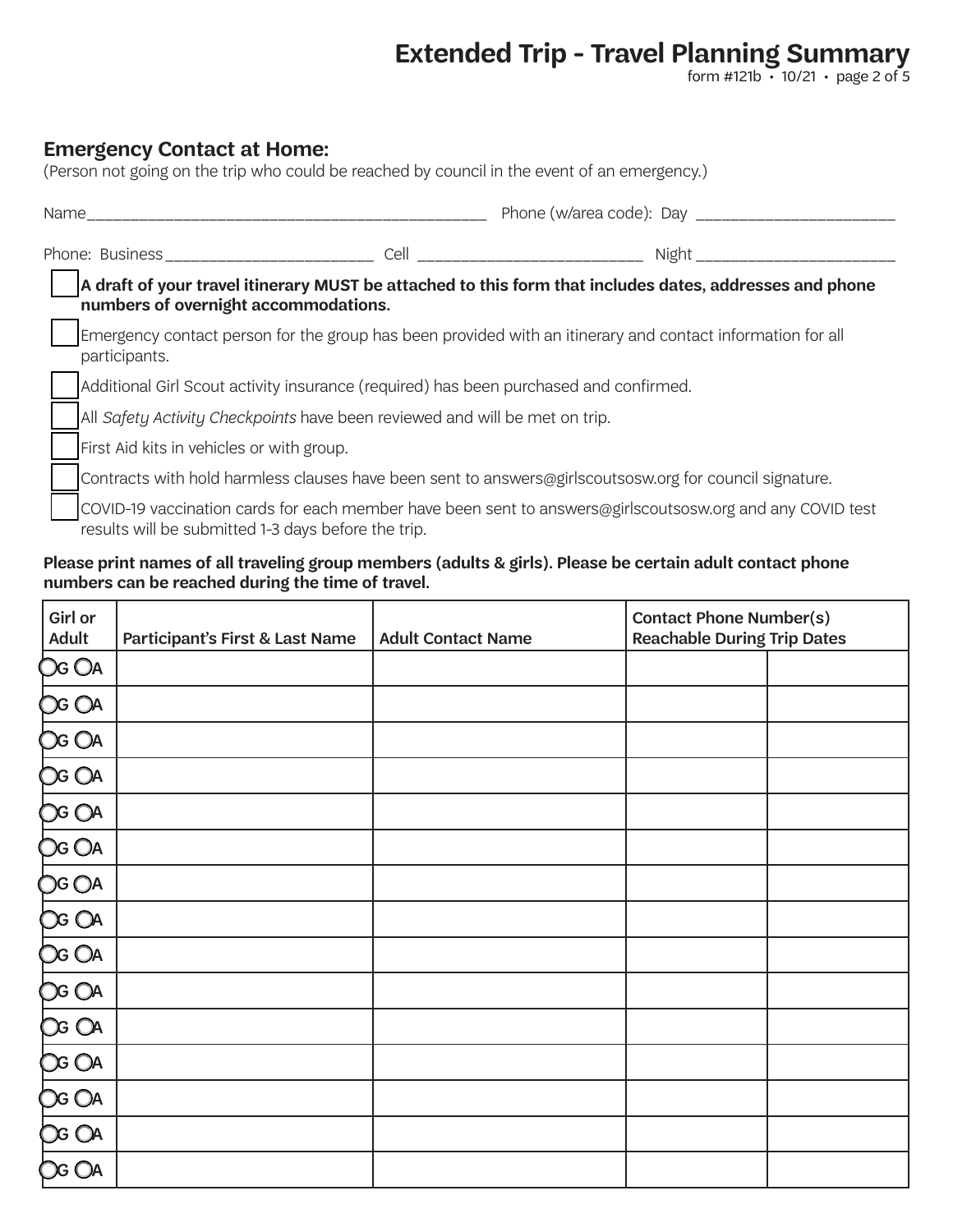# Extended Trip - Travel Planning Summary

form #121b • 10/21 • page 2 of 5

## Emergency Contact at Home:

(Person not going on the trip who could be reached by council in the event of an emergency.)

Name_______________________________________________ Phone (w/area code): Day ______________________

Phone: Business______________________ Cell ________________________ Night ______________________

- ☐ **A draft of your travel itinerary MUST be attached to this form that includes dates, addresses and phone numbers of overnight accommodations.**
- ☐ Emergency contact person for the group has been provided with an itinerary and contact information for all participants.
- ☐ Additional Girl Scout activity insurance (required) has been purchased and confirmed.
- ☐ All *Safety Activity Checkpoints* have been reviewed and will be met on trip.
- ☐ First Aid kits in vehicles or with group.
- ☐ Contracts with hold harmless clauses have been sent to answers@girlscoutsosw.org for council signature.
- ☐ COVID-19 vaccination cards for each member have been sent to answers@girlscoutsosw.org and any COVID test results will be submitted 1-3 days before the trip.

**Please print names of all traveling group members (adults & girls). Please be certain adult contact phone numbers can be reached during the time of travel.**

| Girl or Adult | Participant's First & Last Name | Adult Contact Name | Contact Phone Number(s) Reachable During Trip Dates | |
|---|---|---|---|---|
| ◯G ◯A | | | | |
| ◯G ◯A | | | | |
| ◯G ◯A | | | | |
| ◯G ◯A | | | | |
| ◯G ◯A | | | | |
| ◯G ◯A | | | | |
| ◯G ◯A | | | | |
| ◯G ◯A | | | | |
| ◯G ◯A | | | | |
| ◯G ◯A | | | | |
| ◯G ◯A | | | | |
| ◯G ◯A | | | | |
| ◯G ◯A | | | | |
| ◯G ◯A | | | | |
| ◯G ◯A | | | | |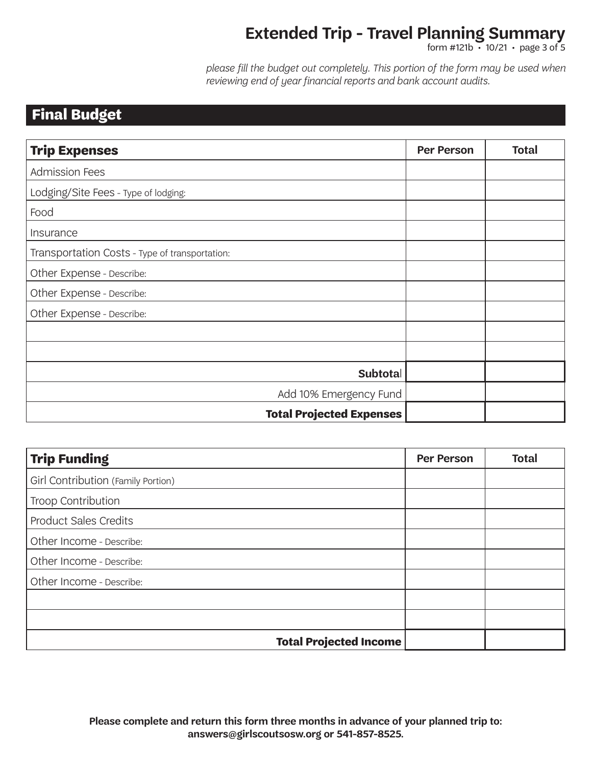# Extended Trip - Travel Planning Summary

form #121b • 10/21 • page 3 of 5

*please fill the budget out completely. This portion of the form may be used when reviewing end of year financial reports and bank account audits.*

## Final Budget

| Trip Expenses | Per Person | Total |
|---|---|---|
| Admission Fees | | |
| Lodging/Site Fees - Type of lodging: | | |
| Food | | |
| Insurance | | |
| Transportation Costs - Type of transportation: | | |
| Other Expense - Describe: | | |
| Other Expense - Describe: | | |
| Other Expense - Describe: | | |
| | | |
| | | |
| **Subtotal** | | |
| Add 10% Emergency Fund | | |
| **Total Projected Expenses** | | |

| Trip Funding | Per Person | Total |
|---|---|---|
| Girl Contribution (Family Portion) | | |
| Troop Contribution | | |
| Product Sales Credits | | |
| Other Income - Describe: | | |
| Other Income - Describe: | | |
| Other Income - Describe: | | |
| | | |
| | | |
| **Total Projected Income** | | |

**Please complete and return this form three months in advance of your planned trip to: answers@girlscoutsosw.org or 541-857-8525.**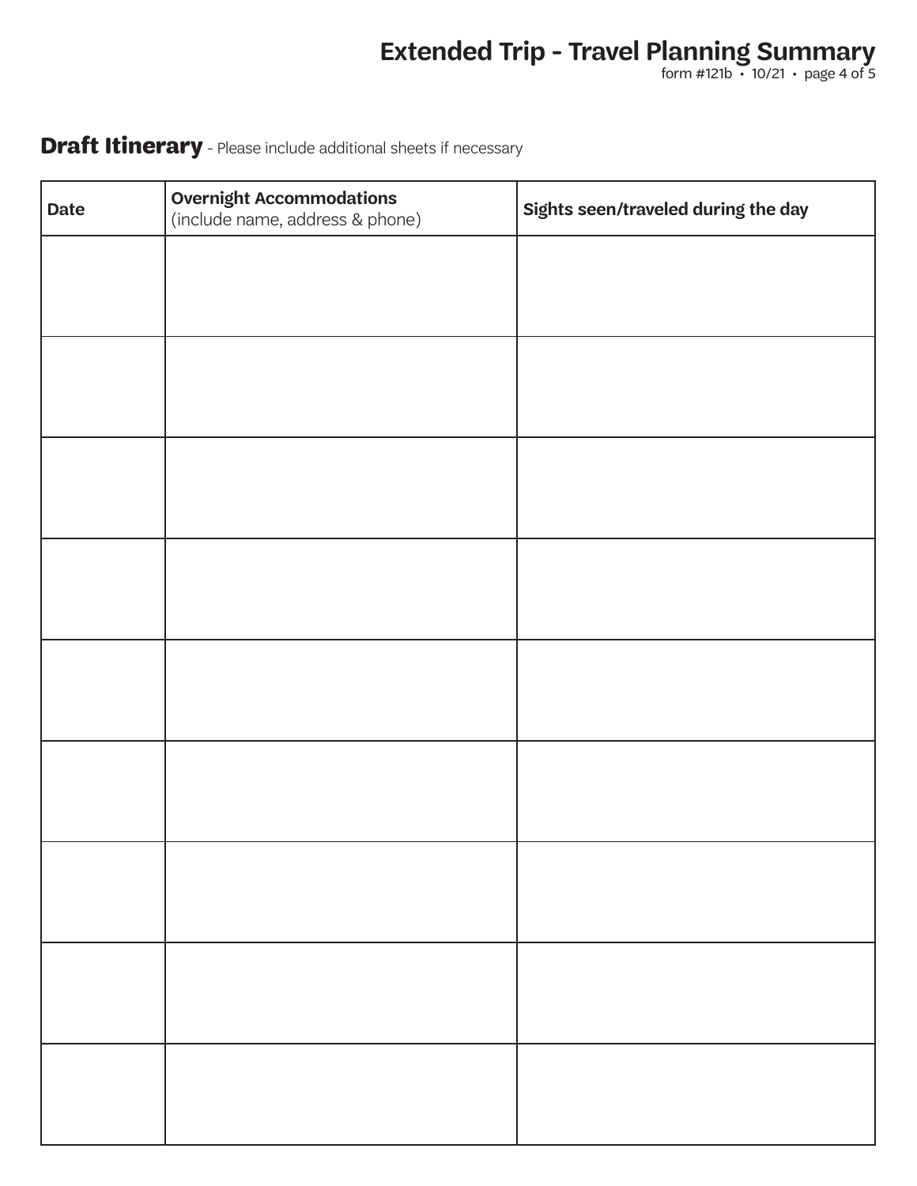# Extended Trip - Travel Planning Summary

form #121b • 10/21

## **Draft Itinerary** - Please include additional sheets if necessary

| Date | Overnight Accommodations (include name, address & phone) | Sights seen/traveled during the day |
|---|---|---|
| | | |
| | | |
| | | |
| | | |
| | | |
| | | |
| | | |
| | | |
| | | |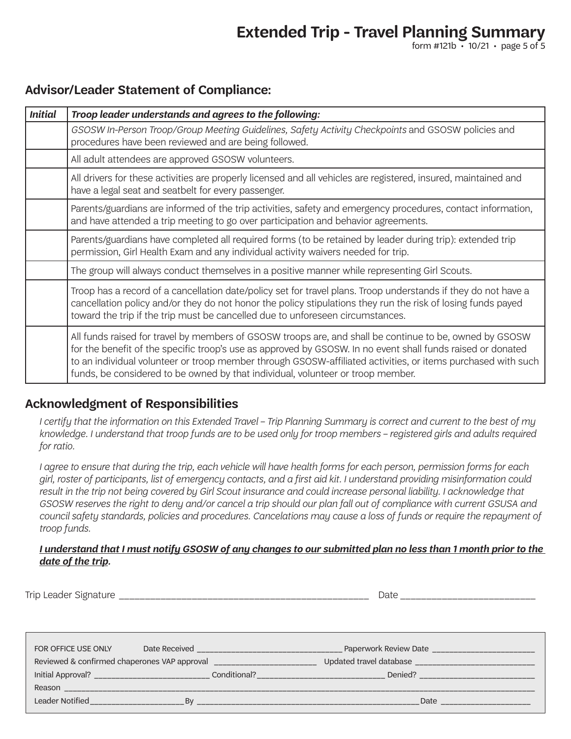# Extended Trip - Travel Planning Summary

## Advisor/Leader Statement of Compliance:

| *Initial* | *Troop leader understands and agrees to the following:* |
|---|---|
| | *GSOSW In-Person Troop/Group Meeting Guidelines, Safety Activity Checkpoints* and GSOSW policies and procedures have been reviewed and are being followed. |
| | All adult attendees are approved GSOSW volunteers. |
| | All drivers for these activities are properly licensed and all vehicles are registered, insured, maintained and have a legal seat and seatbelt for every passenger. |
| | Parents/guardians are informed of the trip activities, safety and emergency procedures, contact information, and have attended a trip meeting to go over participation and behavior agreements. |
| | Parents/guardians have completed all required forms (to be retained by leader during trip): extended trip permission, Girl Health Exam and any individual activity waivers needed for trip. |
| | The group will always conduct themselves in a positive manner while representing Girl Scouts. |
| | Troop has a record of a cancellation date/policy set for travel plans. Troop understands if they do not have a cancellation policy and/or they do not honor the policy stipulations they run the risk of losing funds payed toward the trip if the trip must be cancelled due to unforeseen circumstances. |
| | All funds raised for travel by members of GSOSW troops are, and shall be continue to be, owned by GSOSW for the benefit of the specific troop's use as approved by GSOSW. In no event shall funds raised or donated to an individual volunteer or troop member through GSOSW-affiliated activities, or items purchased with such funds, be considered to be owned by that individual, volunteer or troop member. |

## Acknowledgment of Responsibilities

*I certify that the information on this Extended Travel – Trip Planning Summary is correct and current to the best of my knowledge. I understand that troop funds are to be used only for troop members – registered girls and adults required for ratio.*

*I agree to ensure that during the trip, each vehicle will have health forms for each person, permission forms for each girl, roster of participants, list of emergency contacts, and a first aid kit. I understand providing misinformation could result in the trip not being covered by Girl Scout insurance and could increase personal liability. I acknowledge that GSOSW reserves the right to deny and/or cancel a trip should our plan fall out of compliance with current GSUSA and council safety standards, policies and procedures. Cancelations may cause a loss of funds or require the repayment of troop funds.*

***I understand that I must notify GSOSW of any changes to our submitted plan no less than 1 month prior to the date of the trip.***

Trip Leader Signature ______________________________ Date ________________

FOR OFFICE USE ONLY Date Received ____________________ Paperwork Review Date ____________________

Reviewed & confirmed chaperones VAP approval ____________________ Updated travel database ____________________

Initial Approval? ____________________ Conditional? ____________________ Denied? ____________________

Reason ________________________________________________________________

Leader Notified ____________________ By ____________________ Date ____________________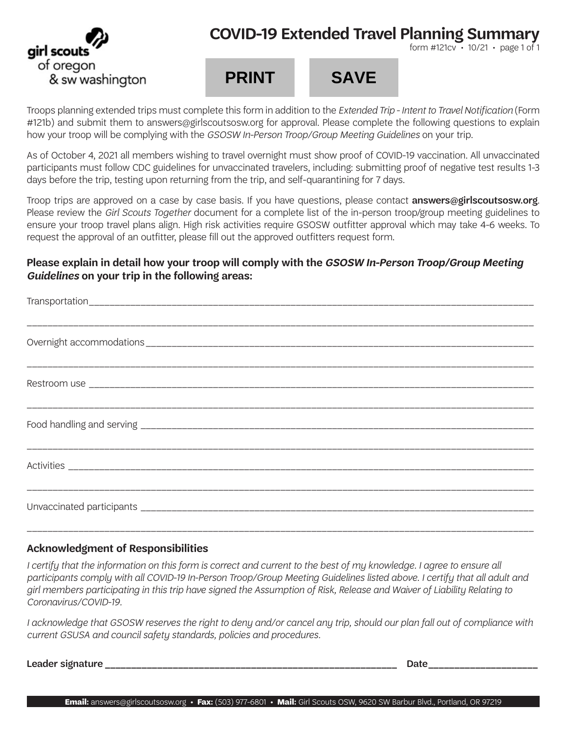girl scouts
of oregon
& sw washington

# COVID-19 Extended Travel Planning Summary

form #121cv • 10/21 • page 1 of 1

PRINT SAVE

Troops planning extended trips must complete this form in addition to the *Extended Trip - Intent to Travel Notification* (Form #121b) and submit them to answers@girlscoutsosw.org for approval. Please complete the following questions to explain how your troop will be complying with the *GSOSW In-Person Troop/Group Meeting Guidelines* on your trip.

As of October 4, 2021 all members wishing to travel overnight must show proof of COVID-19 vaccination. All unvaccinated participants must follow CDC guidelines for unvaccinated travelers, including: submitting proof of negative test results 1-3 days before the trip, testing upon returning from the trip, and self-quarantining for 7 days.

Troop trips are approved on a case by case basis. If you have questions, please contact **answers@girlscoutsosw.org**. Please review the *Girl Scouts Together* document for a complete list of the in-person troop/group meeting guidelines to ensure your troop travel plans align. High risk activities require GSOSW outfitter approval which may take 4-6 weeks. To request the approval of an outfitter, please fill out the approved outfitters request form.

**Please explain in detail how your troop will comply with the *GSOSW In-Person Troop/Group Meeting Guidelines* on your trip in the following areas:**

Transportation______________________________________________________________________________

____________________________________________________________________________________________

Overnight accommodations_____________________________________________________________________

____________________________________________________________________________________________

Restroom use _______________________________________________________________________________

____________________________________________________________________________________________

Food handling and serving _____________________________________________________________________

____________________________________________________________________________________________

Activities ___________________________________________________________________________________

____________________________________________________________________________________________

Unvaccinated participants _____________________________________________________________________

____________________________________________________________________________________________

## Acknowledgment of Responsibilities

*I certify that the information on this form is correct and current to the best of my knowledge. I agree to ensure all participants comply with all COVID-19 In-Person Troop/Group Meeting Guidelines listed above. I certify that all adult and girl members participating in this trip have signed the Assumption of Risk, Release and Waiver of Liability Relating to Coronavirus/COVID-19.*

*I acknowledge that GSOSW reserves the right to deny and/or cancel any trip, should our plan fall out of compliance with current GSUSA and council safety standards, policies and procedures.*

**Leader signature** ________________________________________ **Date**_______________

**Email:** answers@girlscoutsosw.org • **Fax:** (503) 977-6801 • **Mail:** Girl Scouts OSW, 9620 SW Barbur Blvd., Portland, OR 97219